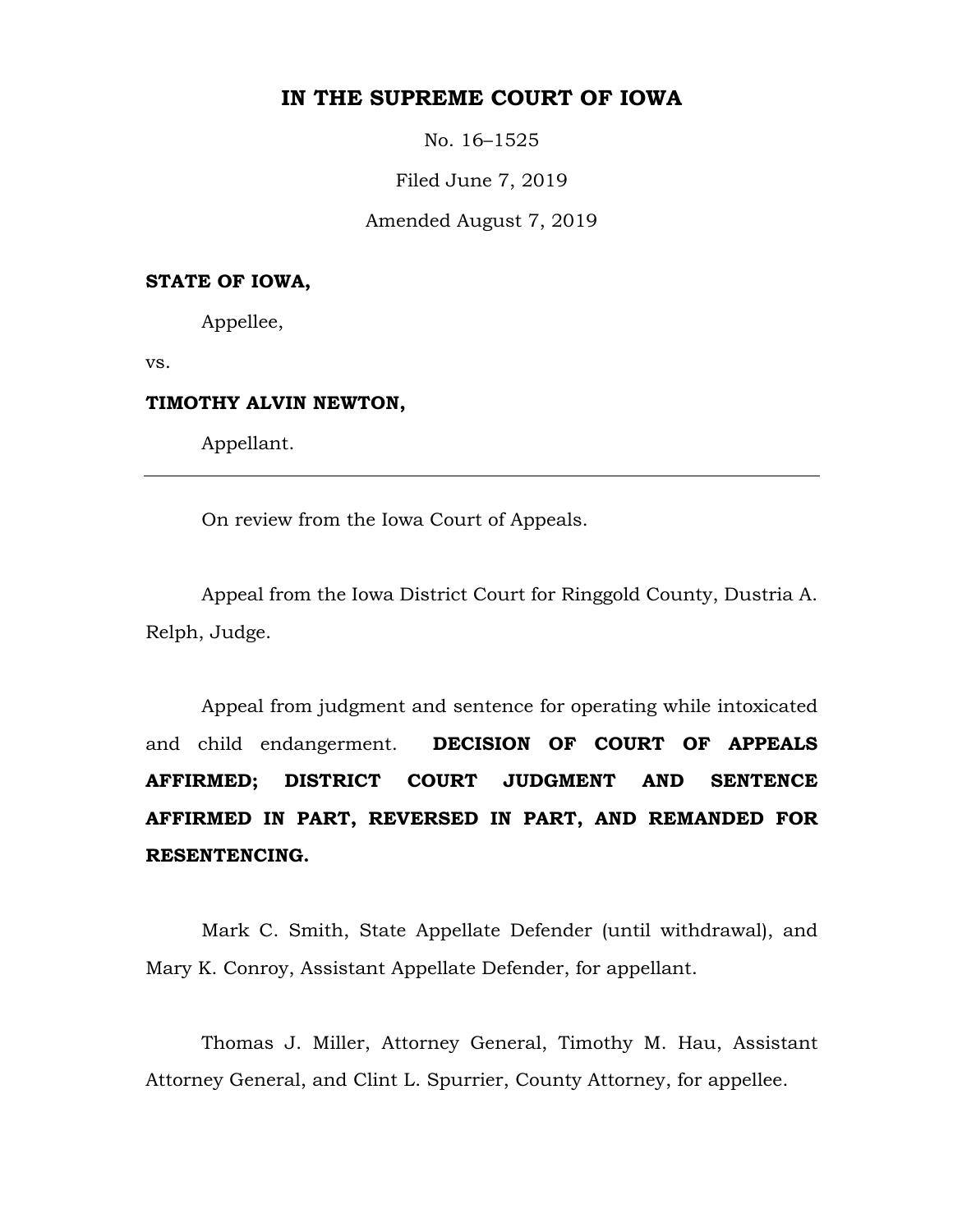# IN THE SUPREME COURT OF IOWA

No. 16–1525

Filed June 7, 2019

Amended August 7, 2019

**STATE OF IOWA,**

Appellee,

vs.

**TIMOTHY ALVIN NEWTON,**

Appellant.

---

On review from the Iowa Court of Appeals.

Appeal from the Iowa District Court for Ringgold County, Dustria A. Relph, Judge.

Appeal from judgment and sentence for operating while intoxicated and child endangerment. **DECISION OF COURT OF APPEALS AFFIRMED; DISTRICT COURT JUDGMENT AND SENTENCE AFFIRMED IN PART, REVERSED IN PART, AND REMANDED FOR RESENTENCING.**

Mark C. Smith, State Appellate Defender (until withdrawal), and Mary K. Conroy, Assistant Appellate Defender, for appellant.

Thomas J. Miller, Attorney General, Timothy M. Hau, Assistant Attorney General, and Clint L. Spurrier, County Attorney, for appellee.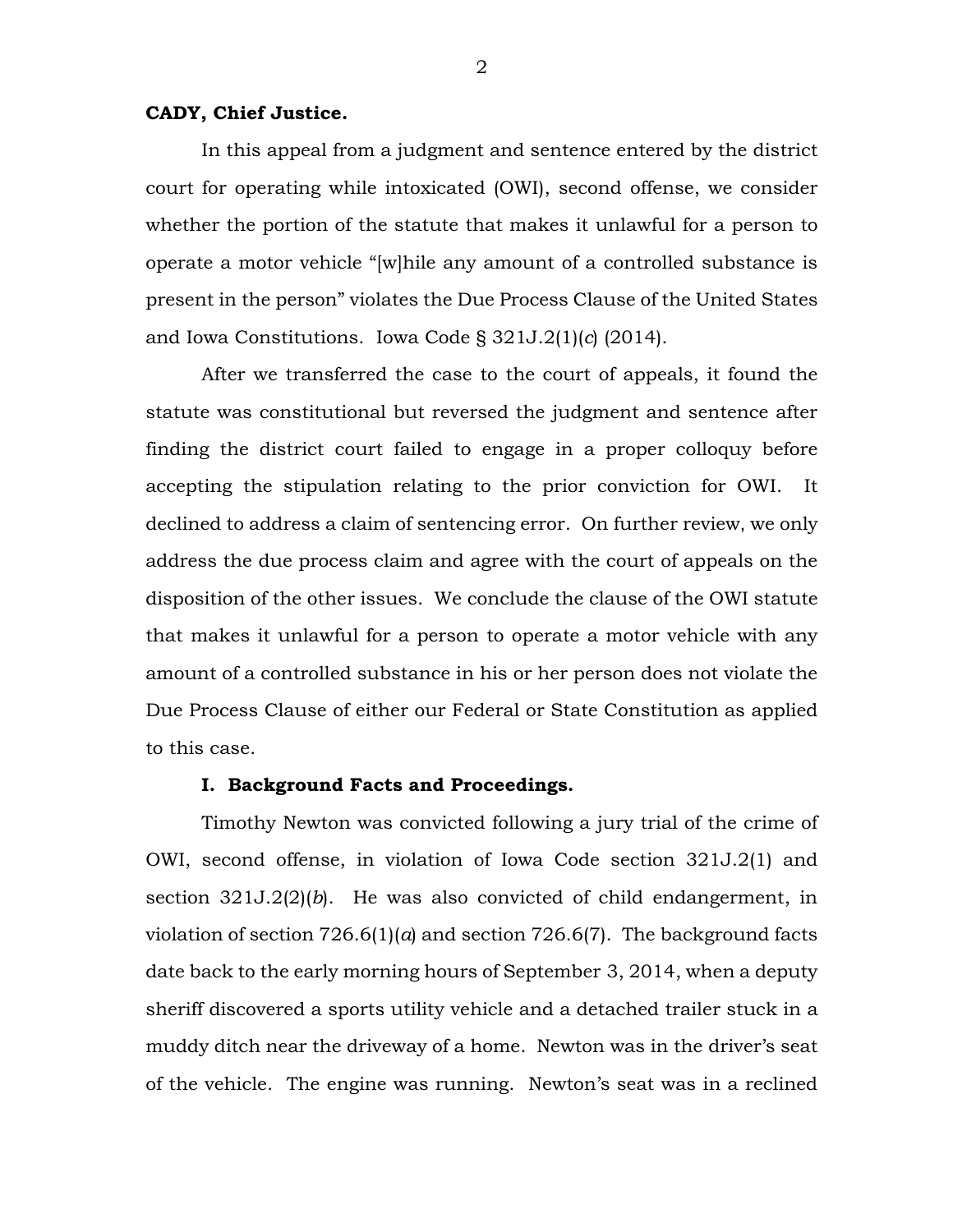**CADY, Chief Justice.**

In this appeal from a judgment and sentence entered by the district court for operating while intoxicated (OWI), second offense, we consider whether the portion of the statute that makes it unlawful for a person to operate a motor vehicle "[w]hile any amount of a controlled substance is present in the person" violates the Due Process Clause of the United States and Iowa Constitutions. Iowa Code § 321J.2(1)(*c*) (2014).

After we transferred the case to the court of appeals, it found the statute was constitutional but reversed the judgment and sentence after finding the district court failed to engage in a proper colloquy before accepting the stipulation relating to the prior conviction for OWI. It declined to address a claim of sentencing error. On further review, we only address the due process claim and agree with the court of appeals on the disposition of the other issues. We conclude the clause of the OWI statute that makes it unlawful for a person to operate a motor vehicle with any amount of a controlled substance in his or her person does not violate the Due Process Clause of either our Federal or State Constitution as applied to this case.

## I. Background Facts and Proceedings.

Timothy Newton was convicted following a jury trial of the crime of OWI, second offense, in violation of Iowa Code section 321J.2(1) and section 321J.2(2)(*b*). He was also convicted of child endangerment, in violation of section 726.6(1)(*a*) and section 726.6(7). The background facts date back to the early morning hours of September 3, 2014, when a deputy sheriff discovered a sports utility vehicle and a detached trailer stuck in a muddy ditch near the driveway of a home. Newton was in the driver's seat of the vehicle. The engine was running. Newton's seat was in a reclined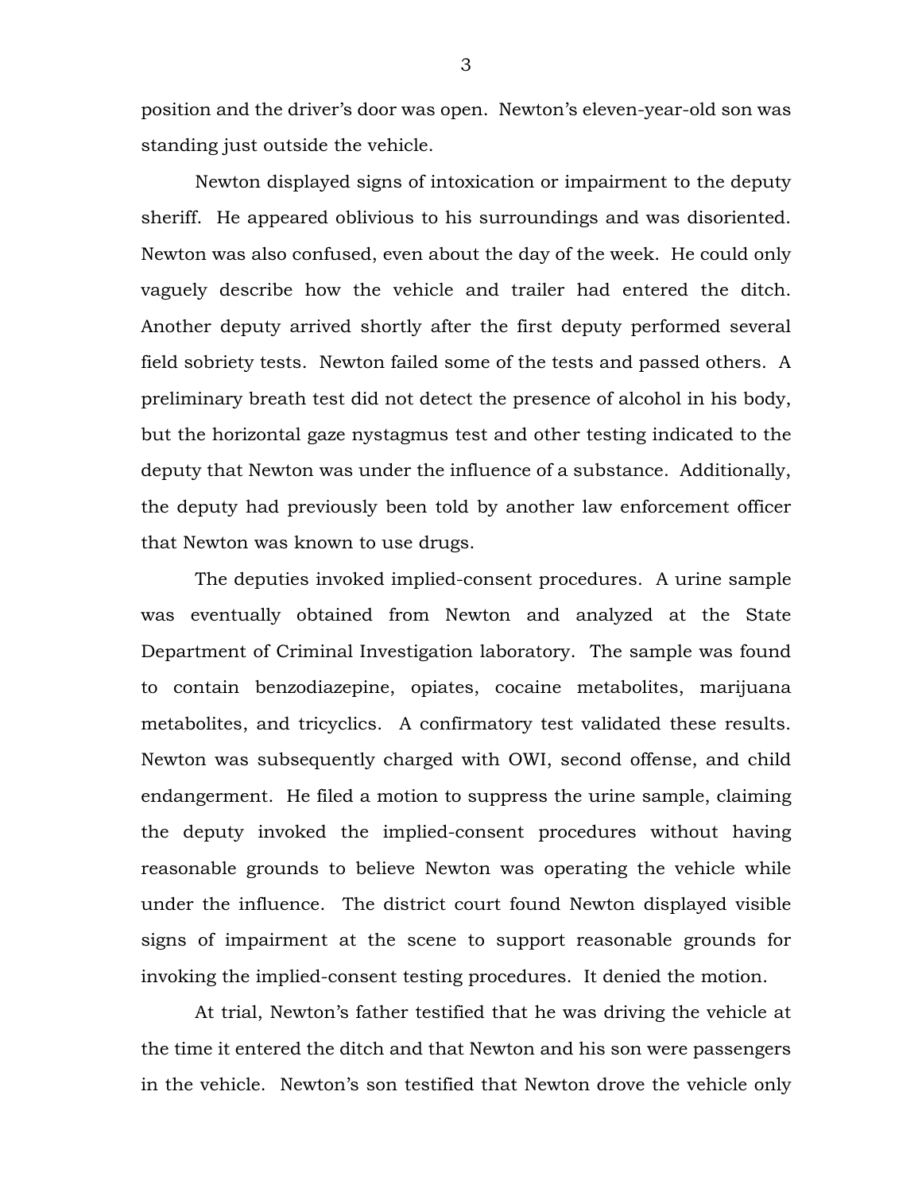position and the driver's door was open. Newton's eleven-year-old son was standing just outside the vehicle.

Newton displayed signs of intoxication or impairment to the deputy sheriff. He appeared oblivious to his surroundings and was disoriented. Newton was also confused, even about the day of the week. He could only vaguely describe how the vehicle and trailer had entered the ditch. Another deputy arrived shortly after the first deputy performed several field sobriety tests. Newton failed some of the tests and passed others. A preliminary breath test did not detect the presence of alcohol in his body, but the horizontal gaze nystagmus test and other testing indicated to the deputy that Newton was under the influence of a substance. Additionally, the deputy had previously been told by another law enforcement officer that Newton was known to use drugs.

The deputies invoked implied-consent procedures. A urine sample was eventually obtained from Newton and analyzed at the State Department of Criminal Investigation laboratory. The sample was found to contain benzodiazepine, opiates, cocaine metabolites, marijuana metabolites, and tricyclics. A confirmatory test validated these results. Newton was subsequently charged with OWI, second offense, and child endangerment. He filed a motion to suppress the urine sample, claiming the deputy invoked the implied-consent procedures without having reasonable grounds to believe Newton was operating the vehicle while under the influence. The district court found Newton displayed visible signs of impairment at the scene to support reasonable grounds for invoking the implied-consent testing procedures. It denied the motion.

At trial, Newton's father testified that he was driving the vehicle at the time it entered the ditch and that Newton and his son were passengers in the vehicle. Newton's son testified that Newton drove the vehicle only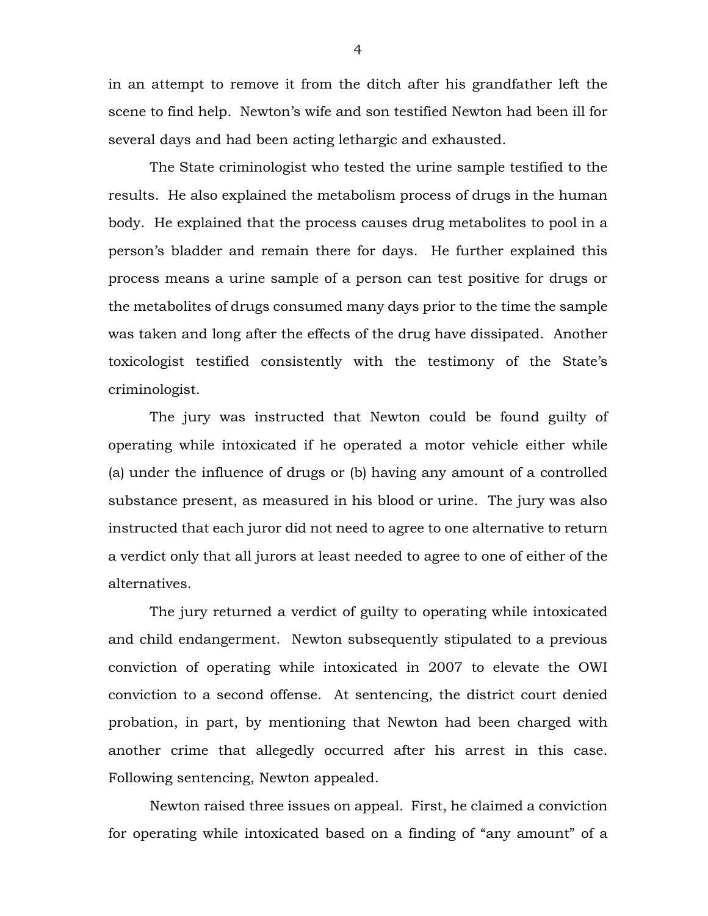in an attempt to remove it from the ditch after his grandfather left the scene to find help. Newton's wife and son testified Newton had been ill for several days and had been acting lethargic and exhausted.

The State criminologist who tested the urine sample testified to the results. He also explained the metabolism process of drugs in the human body. He explained that the process causes drug metabolites to pool in a person's bladder and remain there for days. He further explained this process means a urine sample of a person can test positive for drugs or the metabolites of drugs consumed many days prior to the time the sample was taken and long after the effects of the drug have dissipated. Another toxicologist testified consistently with the testimony of the State's criminologist.

The jury was instructed that Newton could be found guilty of operating while intoxicated if he operated a motor vehicle either while (a) under the influence of drugs or (b) having any amount of a controlled substance present, as measured in his blood or urine. The jury was also instructed that each juror did not need to agree to one alternative to return a verdict only that all jurors at least needed to agree to one of either of the alternatives.

The jury returned a verdict of guilty to operating while intoxicated and child endangerment. Newton subsequently stipulated to a previous conviction of operating while intoxicated in 2007 to elevate the OWI conviction to a second offense. At sentencing, the district court denied probation, in part, by mentioning that Newton had been charged with another crime that allegedly occurred after his arrest in this case. Following sentencing, Newton appealed.

Newton raised three issues on appeal. First, he claimed a conviction for operating while intoxicated based on a finding of "any amount" of a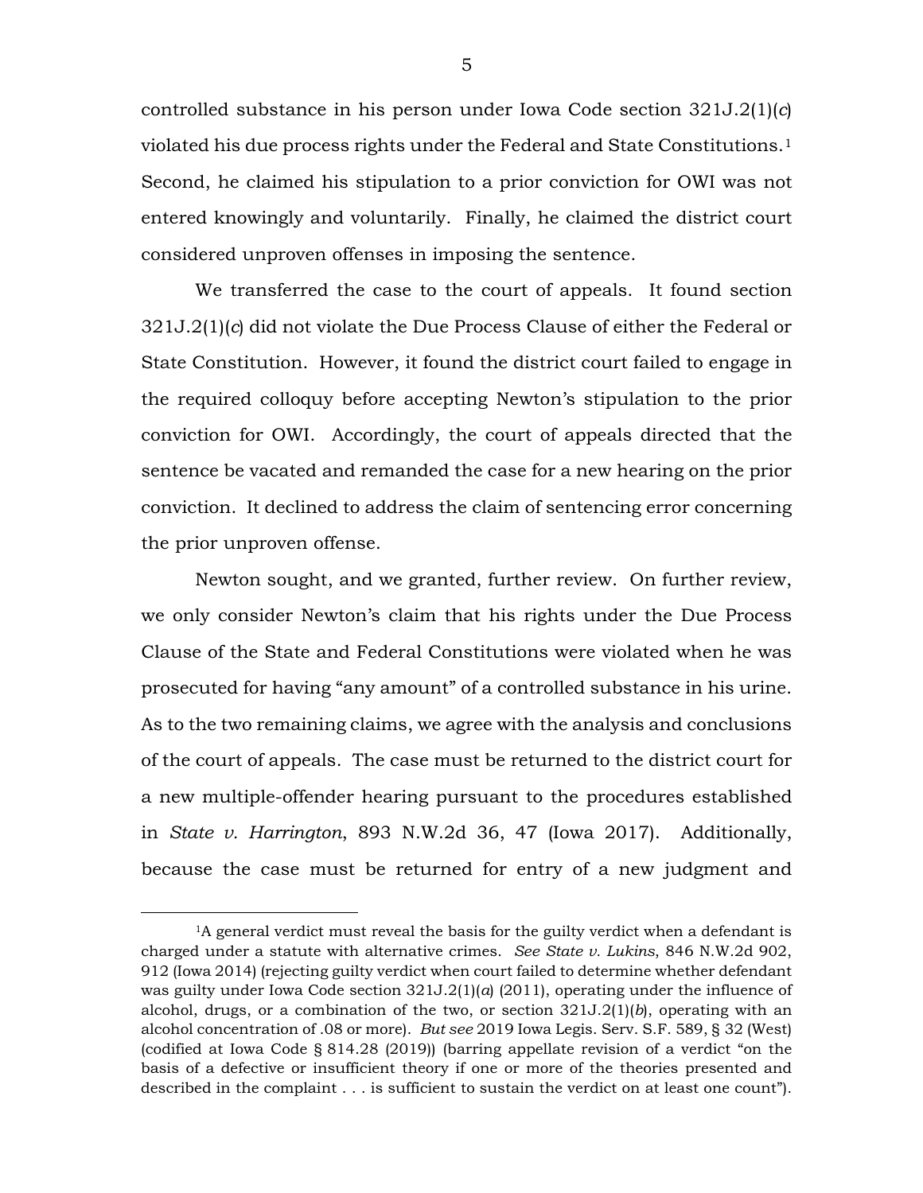controlled substance in his person under Iowa Code section 321J.2(1)(*c*) violated his due process rights under the Federal and State Constitutions.[1] Second, he claimed his stipulation to a prior conviction for OWI was not entered knowingly and voluntarily. Finally, he claimed the district court considered unproven offenses in imposing the sentence.

We transferred the case to the court of appeals. It found section 321J.2(1)(*c*) did not violate the Due Process Clause of either the Federal or State Constitution. However, it found the district court failed to engage in the required colloquy before accepting Newton's stipulation to the prior conviction for OWI. Accordingly, the court of appeals directed that the sentence be vacated and remanded the case for a new hearing on the prior conviction. It declined to address the claim of sentencing error concerning the prior unproven offense.

Newton sought, and we granted, further review. On further review, we only consider Newton's claim that his rights under the Due Process Clause of the State and Federal Constitutions were violated when he was prosecuted for having "any amount" of a controlled substance in his urine. As to the two remaining claims, we agree with the analysis and conclusions of the court of appeals. The case must be returned to the district court for a new multiple-offender hearing pursuant to the procedures established in *State v. Harrington*, 893 N.W.2d 36, 47 (Iowa 2017). Additionally, because the case must be returned for entry of a new judgment and

---

[1]A general verdict must reveal the basis for the guilty verdict when a defendant is charged under a statute with alternative crimes. *See State v. Lukins*, 846 N.W.2d 902, 912 (Iowa 2014) (rejecting guilty verdict when court failed to determine whether defendant was guilty under Iowa Code section 321J.2(1)(*a*) (2011), operating under the influence of alcohol, drugs, or a combination of the two, or section 321J.2(1)(*b*), operating with an alcohol concentration of .08 or more). *But see* 2019 Iowa Legis. Serv. S.F. 589, § 32 (West) (codified at Iowa Code § 814.28 (2019)) (barring appellate revision of a verdict "on the basis of a defective or insufficient theory if one or more of the theories presented and described in the complaint . . . is sufficient to sustain the verdict on at least one count").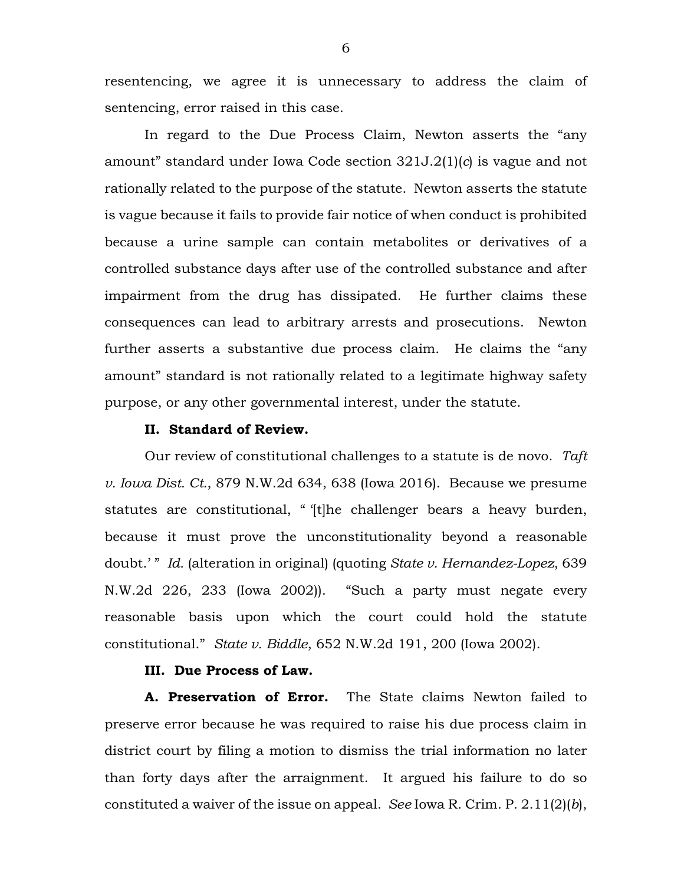resentencing, we agree it is unnecessary to address the claim of sentencing, error raised in this case.

In regard to the Due Process Claim, Newton asserts the "any amount" standard under Iowa Code section 321J.2(1)(*c*) is vague and not rationally related to the purpose of the statute. Newton asserts the statute is vague because it fails to provide fair notice of when conduct is prohibited because a urine sample can contain metabolites or derivatives of a controlled substance days after use of the controlled substance and after impairment from the drug has dissipated. He further claims these consequences can lead to arbitrary arrests and prosecutions. Newton further asserts a substantive due process claim. He claims the "any amount" standard is not rationally related to a legitimate highway safety purpose, or any other governmental interest, under the statute.

**II. Standard of Review.**

Our review of constitutional challenges to a statute is de novo. *Taft v. Iowa Dist. Ct.*, 879 N.W.2d 634, 638 (Iowa 2016). Because we presume statutes are constitutional, " '[t]he challenger bears a heavy burden, because it must prove the unconstitutionality beyond a reasonable doubt.' " *Id.* (alteration in original) (quoting *State v. Hernandez-Lopez*, 639 N.W.2d 226, 233 (Iowa 2002)). "Such a party must negate every reasonable basis upon which the court could hold the statute constitutional." *State v. Biddle*, 652 N.W.2d 191, 200 (Iowa 2002).

**III. Due Process of Law.**

**A. Preservation of Error.** The State claims Newton failed to preserve error because he was required to raise his due process claim in district court by filing a motion to dismiss the trial information no later than forty days after the arraignment. It argued his failure to do so constituted a waiver of the issue on appeal. *See* Iowa R. Crim. P. 2.11(2)(*b*),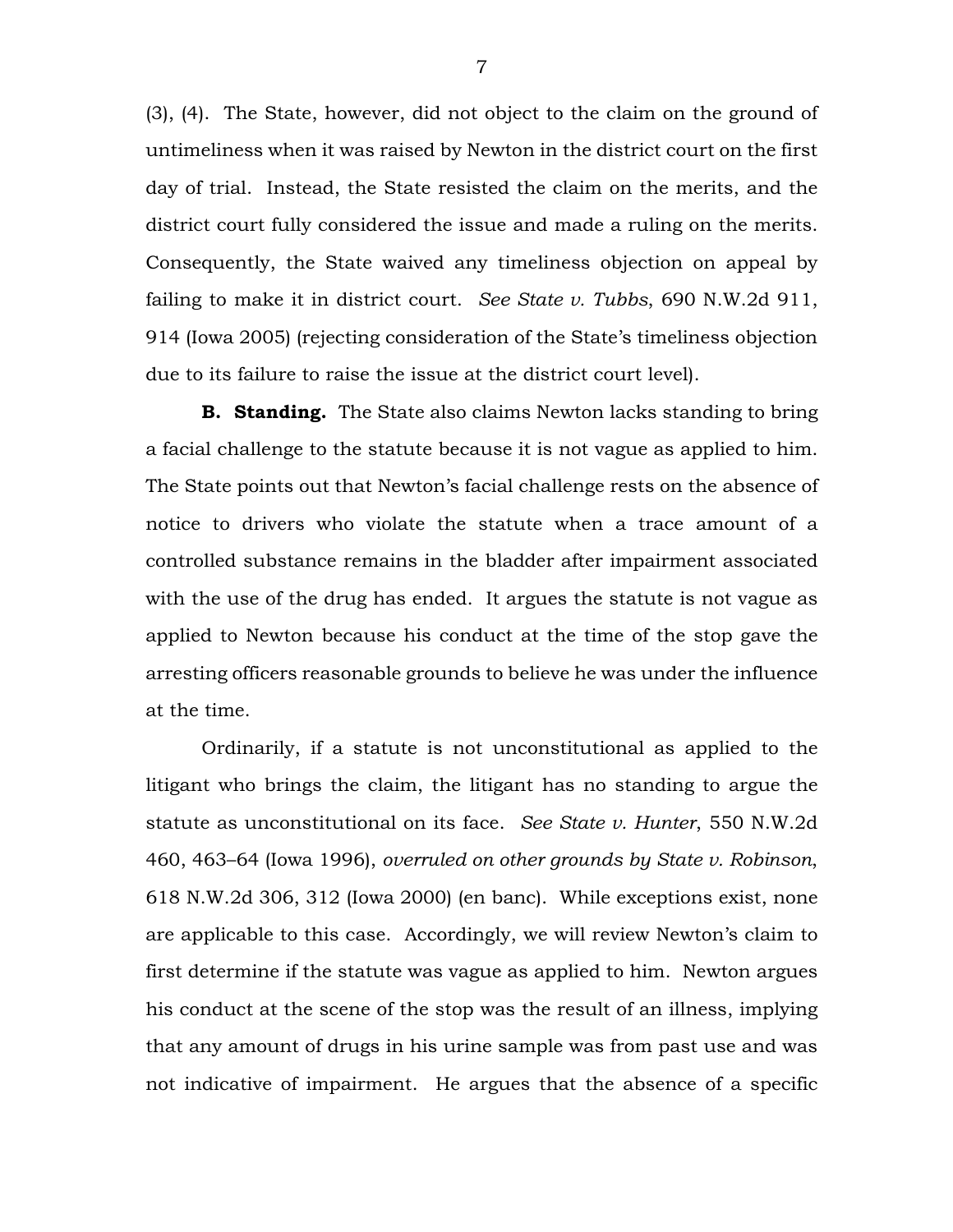(3), (4). The State, however, did not object to the claim on the ground of untimeliness when it was raised by Newton in the district court on the first day of trial. Instead, the State resisted the claim on the merits, and the district court fully considered the issue and made a ruling on the merits. Consequently, the State waived any timeliness objection on appeal by failing to make it in district court. *See State v. Tubbs*, 690 N.W.2d 911, 914 (Iowa 2005) (rejecting consideration of the State's timeliness objection due to its failure to raise the issue at the district court level).

**B. Standing.** The State also claims Newton lacks standing to bring a facial challenge to the statute because it is not vague as applied to him. The State points out that Newton's facial challenge rests on the absence of notice to drivers who violate the statute when a trace amount of a controlled substance remains in the bladder after impairment associated with the use of the drug has ended. It argues the statute is not vague as applied to Newton because his conduct at the time of the stop gave the arresting officers reasonable grounds to believe he was under the influence at the time.

Ordinarily, if a statute is not unconstitutional as applied to the litigant who brings the claim, the litigant has no standing to argue the statute as unconstitutional on its face. *See State v. Hunter*, 550 N.W.2d 460, 463–64 (Iowa 1996), *overruled on other grounds by State v. Robinson*, 618 N.W.2d 306, 312 (Iowa 2000) (en banc). While exceptions exist, none are applicable to this case. Accordingly, we will review Newton's claim to first determine if the statute was vague as applied to him. Newton argues his conduct at the scene of the stop was the result of an illness, implying that any amount of drugs in his urine sample was from past use and was not indicative of impairment. He argues that the absence of a specific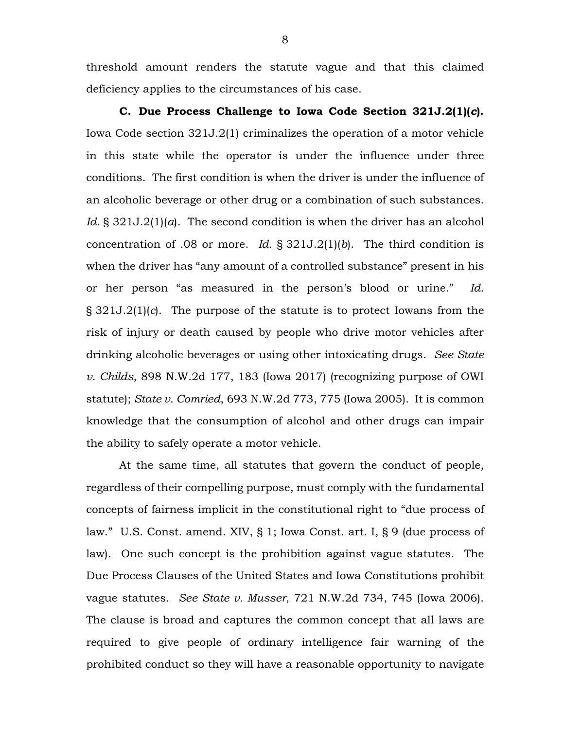threshold amount renders the statute vague and that this claimed deficiency applies to the circumstances of his case.

**C. Due Process Challenge to Iowa Code Section 321J.2(1)(*c*).** Iowa Code section 321J.2(1) criminalizes the operation of a motor vehicle in this state while the operator is under the influence under three conditions. The first condition is when the driver is under the influence of an alcoholic beverage or other drug or a combination of such substances. *Id.* § 321J.2(1)(*a*). The second condition is when the driver has an alcohol concentration of .08 or more. *Id.* § 321J.2(1)(*b*). The third condition is when the driver has "any amount of a controlled substance" present in his or her person "as measured in the person's blood or urine." *Id.* § 321J.2(1)(*c*). The purpose of the statute is to protect Iowans from the risk of injury or death caused by people who drive motor vehicles after drinking alcoholic beverages or using other intoxicating drugs. *See State v. Childs*, 898 N.W.2d 177, 183 (Iowa 2017) (recognizing purpose of OWI statute); *State v. Comried*, 693 N.W.2d 773, 775 (Iowa 2005). It is common knowledge that the consumption of alcohol and other drugs can impair the ability to safely operate a motor vehicle.

At the same time, all statutes that govern the conduct of people, regardless of their compelling purpose, must comply with the fundamental concepts of fairness implicit in the constitutional right to "due process of law." U.S. Const. amend. XIV, § 1; Iowa Const. art. I, § 9 (due process of law). One such concept is the prohibition against vague statutes. The Due Process Clauses of the United States and Iowa Constitutions prohibit vague statutes. *See State v. Musser*, 721 N.W.2d 734, 745 (Iowa 2006). The clause is broad and captures the common concept that all laws are required to give people of ordinary intelligence fair warning of the prohibited conduct so they will have a reasonable opportunity to navigate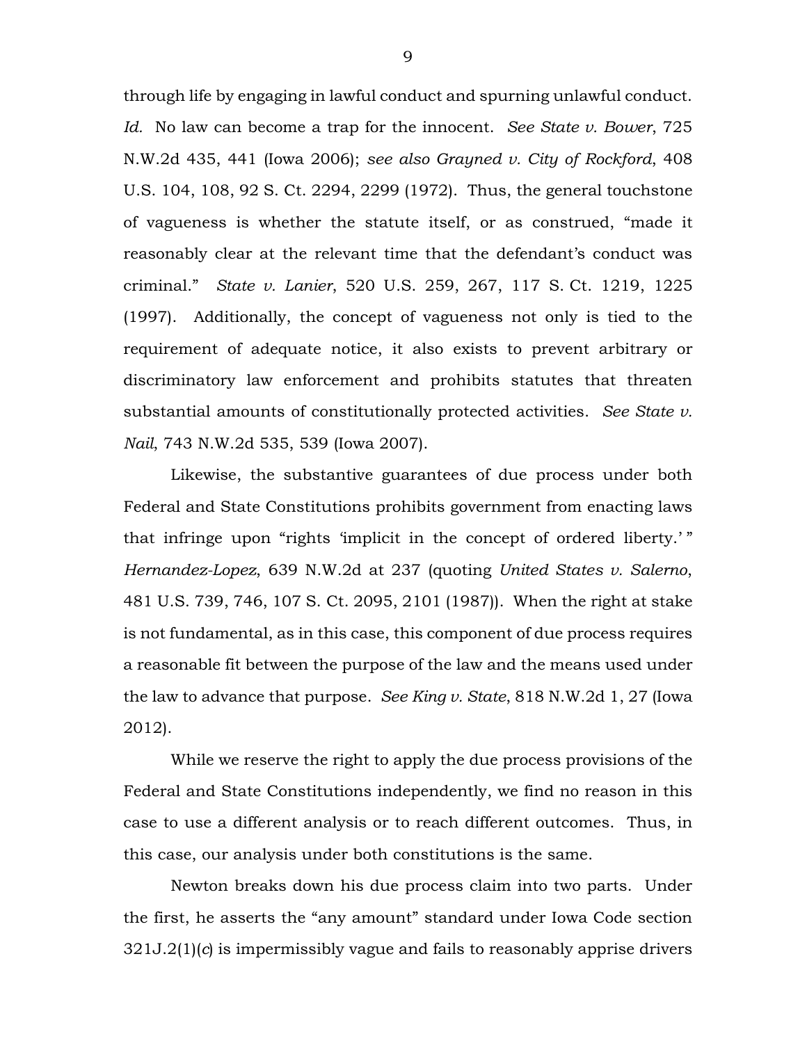through life by engaging in lawful conduct and spurning unlawful conduct. *Id.* No law can become a trap for the innocent. *See State v. Bower*, 725 N.W.2d 435, 441 (Iowa 2006); *see also Grayned v. City of Rockford*, 408 U.S. 104, 108, 92 S. Ct. 2294, 2299 (1972). Thus, the general touchstone of vagueness is whether the statute itself, or as construed, "made it reasonably clear at the relevant time that the defendant's conduct was criminal." *State v. Lanier*, 520 U.S. 259, 267, 117 S. Ct. 1219, 1225 (1997). Additionally, the concept of vagueness not only is tied to the requirement of adequate notice, it also exists to prevent arbitrary or discriminatory law enforcement and prohibits statutes that threaten substantial amounts of constitutionally protected activities. *See State v. Nail*, 743 N.W.2d 535, 539 (Iowa 2007).

Likewise, the substantive guarantees of due process under both Federal and State Constitutions prohibits government from enacting laws that infringe upon "rights 'implicit in the concept of ordered liberty.' " *Hernandez-Lopez*, 639 N.W.2d at 237 (quoting *United States v. Salerno*, 481 U.S. 739, 746, 107 S. Ct. 2095, 2101 (1987)). When the right at stake is not fundamental, as in this case, this component of due process requires a reasonable fit between the purpose of the law and the means used under the law to advance that purpose. *See King v. State*, 818 N.W.2d 1, 27 (Iowa 2012).

While we reserve the right to apply the due process provisions of the Federal and State Constitutions independently, we find no reason in this case to use a different analysis or to reach different outcomes. Thus, in this case, our analysis under both constitutions is the same.

Newton breaks down his due process claim into two parts. Under the first, he asserts the "any amount" standard under Iowa Code section 321J.2(1)(*c*) is impermissibly vague and fails to reasonably apprise drivers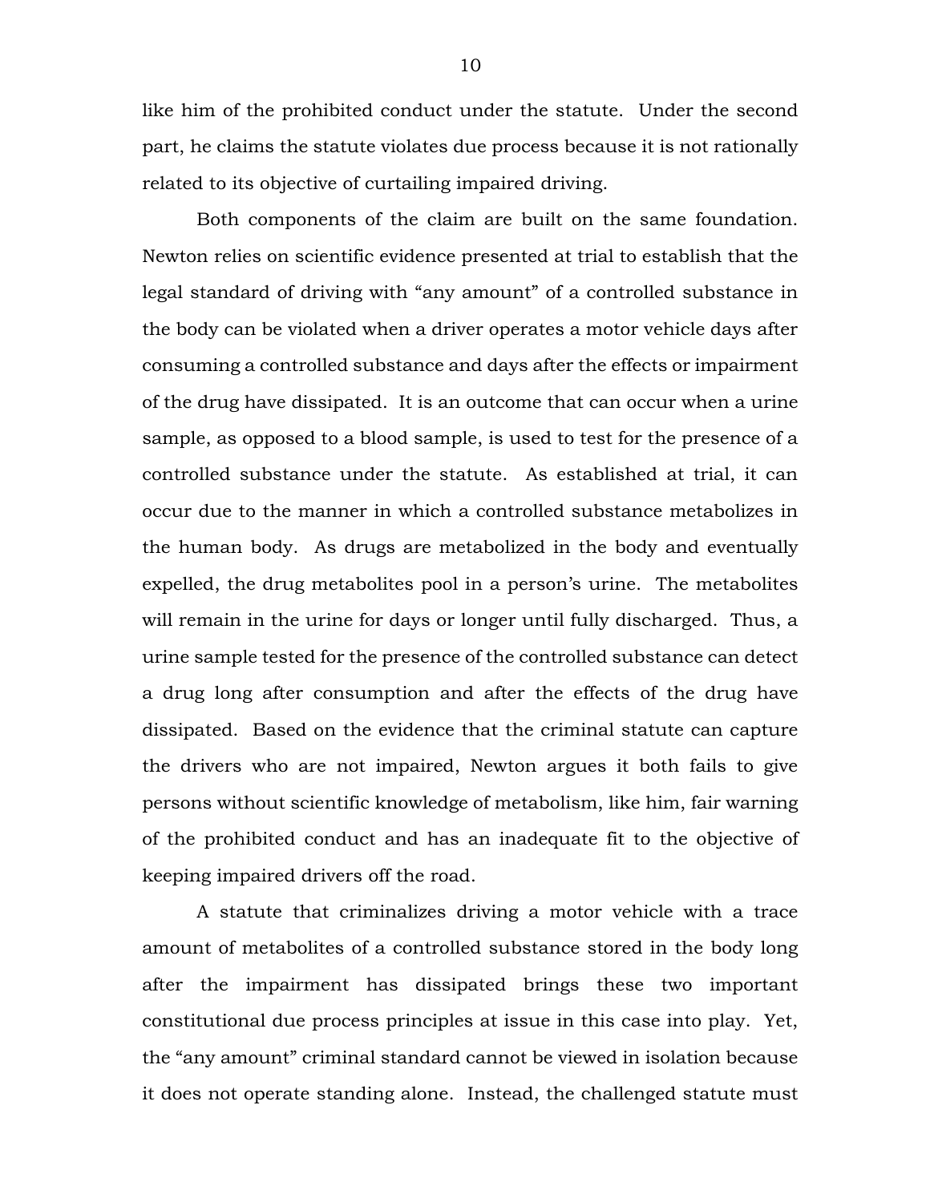like him of the prohibited conduct under the statute. Under the second part, he claims the statute violates due process because it is not rationally related to its objective of curtailing impaired driving.

Both components of the claim are built on the same foundation. Newton relies on scientific evidence presented at trial to establish that the legal standard of driving with "any amount" of a controlled substance in the body can be violated when a driver operates a motor vehicle days after consuming a controlled substance and days after the effects or impairment of the drug have dissipated. It is an outcome that can occur when a urine sample, as opposed to a blood sample, is used to test for the presence of a controlled substance under the statute. As established at trial, it can occur due to the manner in which a controlled substance metabolizes in the human body. As drugs are metabolized in the body and eventually expelled, the drug metabolites pool in a person's urine. The metabolites will remain in the urine for days or longer until fully discharged. Thus, a urine sample tested for the presence of the controlled substance can detect a drug long after consumption and after the effects of the drug have dissipated. Based on the evidence that the criminal statute can capture the drivers who are not impaired, Newton argues it both fails to give persons without scientific knowledge of metabolism, like him, fair warning of the prohibited conduct and has an inadequate fit to the objective of keeping impaired drivers off the road.

A statute that criminalizes driving a motor vehicle with a trace amount of metabolites of a controlled substance stored in the body long after the impairment has dissipated brings these two important constitutional due process principles at issue in this case into play. Yet, the "any amount" criminal standard cannot be viewed in isolation because it does not operate standing alone. Instead, the challenged statute must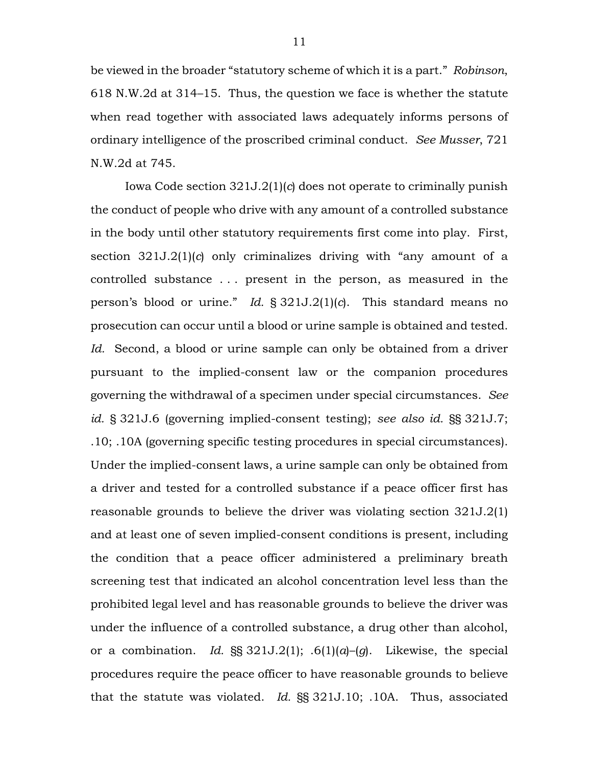be viewed in the broader "statutory scheme of which it is a part." *Robinson*, 618 N.W.2d at 314–15. Thus, the question we face is whether the statute when read together with associated laws adequately informs persons of ordinary intelligence of the proscribed criminal conduct. *See Musser*, 721 N.W.2d at 745.

Iowa Code section 321J.2(1)(*c*) does not operate to criminally punish the conduct of people who drive with any amount of a controlled substance in the body until other statutory requirements first come into play. First, section 321J.2(1)(*c*) only criminalizes driving with "any amount of a controlled substance . . . present in the person, as measured in the person's blood or urine." *Id.* § 321J.2(1)(*c*). This standard means no prosecution can occur until a blood or urine sample is obtained and tested. *Id.* Second, a blood or urine sample can only be obtained from a driver pursuant to the implied-consent law or the companion procedures governing the withdrawal of a specimen under special circumstances. *See id.* § 321J.6 (governing implied-consent testing); *see also id.* §§ 321J.7; .10; .10A (governing specific testing procedures in special circumstances). Under the implied-consent laws, a urine sample can only be obtained from a driver and tested for a controlled substance if a peace officer first has reasonable grounds to believe the driver was violating section 321J.2(1) and at least one of seven implied-consent conditions is present, including the condition that a peace officer administered a preliminary breath screening test that indicated an alcohol concentration level less than the prohibited legal level and has reasonable grounds to believe the driver was under the influence of a controlled substance, a drug other than alcohol, or a combination. *Id.* §§ 321J.2(1); .6(1)(*a*)–(*g*). Likewise, the special procedures require the peace officer to have reasonable grounds to believe that the statute was violated. *Id.* §§ 321J.10; .10A. Thus, associated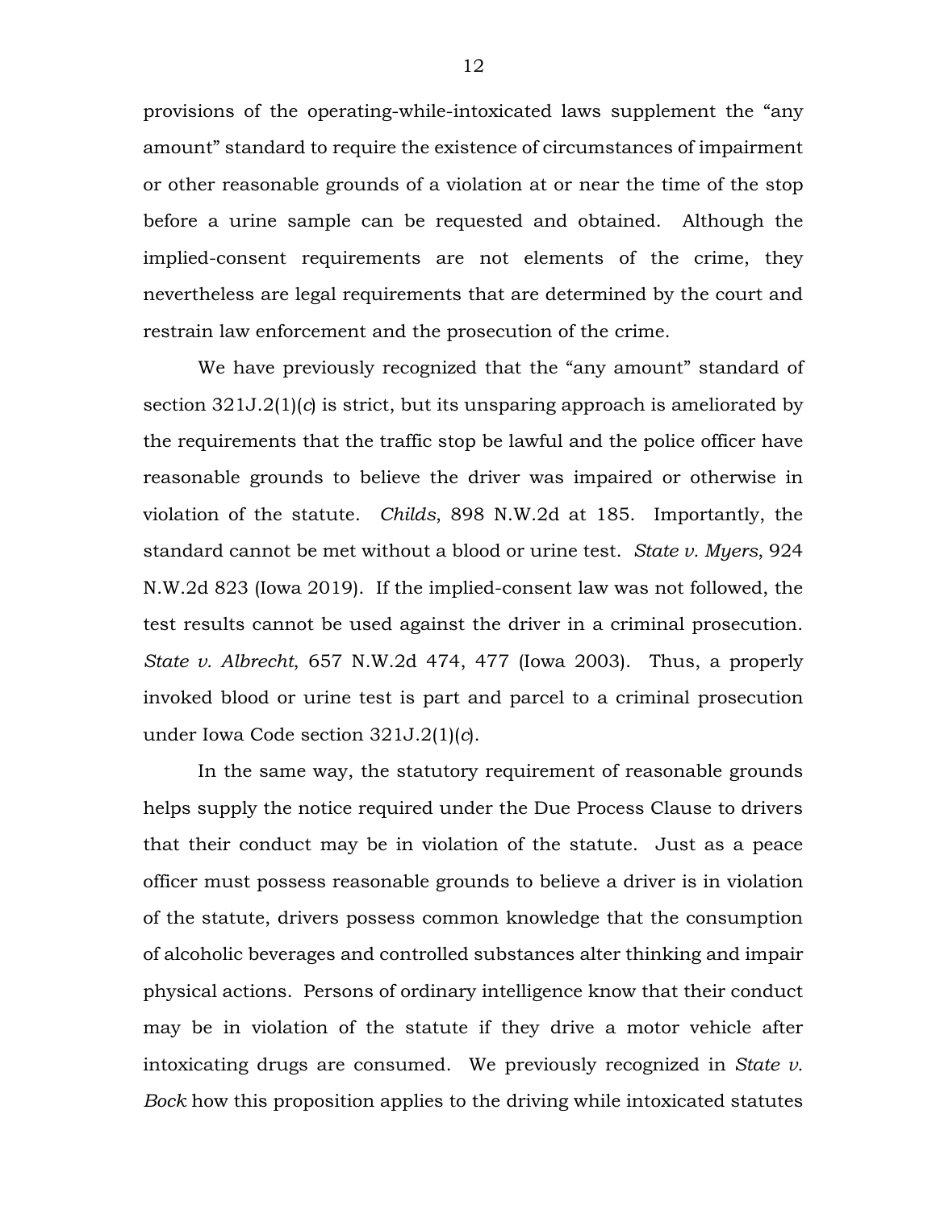provisions of the operating-while-intoxicated laws supplement the "any amount" standard to require the existence of circumstances of impairment or other reasonable grounds of a violation at or near the time of the stop before a urine sample can be requested and obtained. Although the implied-consent requirements are not elements of the crime, they nevertheless are legal requirements that are determined by the court and restrain law enforcement and the prosecution of the crime.

We have previously recognized that the "any amount" standard of section 321J.2(1)(*c*) is strict, but its unsparing approach is ameliorated by the requirements that the traffic stop be lawful and the police officer have reasonable grounds to believe the driver was impaired or otherwise in violation of the statute. *Childs*, 898 N.W.2d at 185. Importantly, the standard cannot be met without a blood or urine test. *State v. Myers*, 924 N.W.2d 823 (Iowa 2019). If the implied-consent law was not followed, the test results cannot be used against the driver in a criminal prosecution. *State v. Albrecht*, 657 N.W.2d 474, 477 (Iowa 2003). Thus, a properly invoked blood or urine test is part and parcel to a criminal prosecution under Iowa Code section 321J.2(1)(*c*).

In the same way, the statutory requirement of reasonable grounds helps supply the notice required under the Due Process Clause to drivers that their conduct may be in violation of the statute. Just as a peace officer must possess reasonable grounds to believe a driver is in violation of the statute, drivers possess common knowledge that the consumption of alcoholic beverages and controlled substances alter thinking and impair physical actions. Persons of ordinary intelligence know that their conduct may be in violation of the statute if they drive a motor vehicle after intoxicating drugs are consumed. We previously recognized in *State v. Bock* how this proposition applies to the driving while intoxicated statutes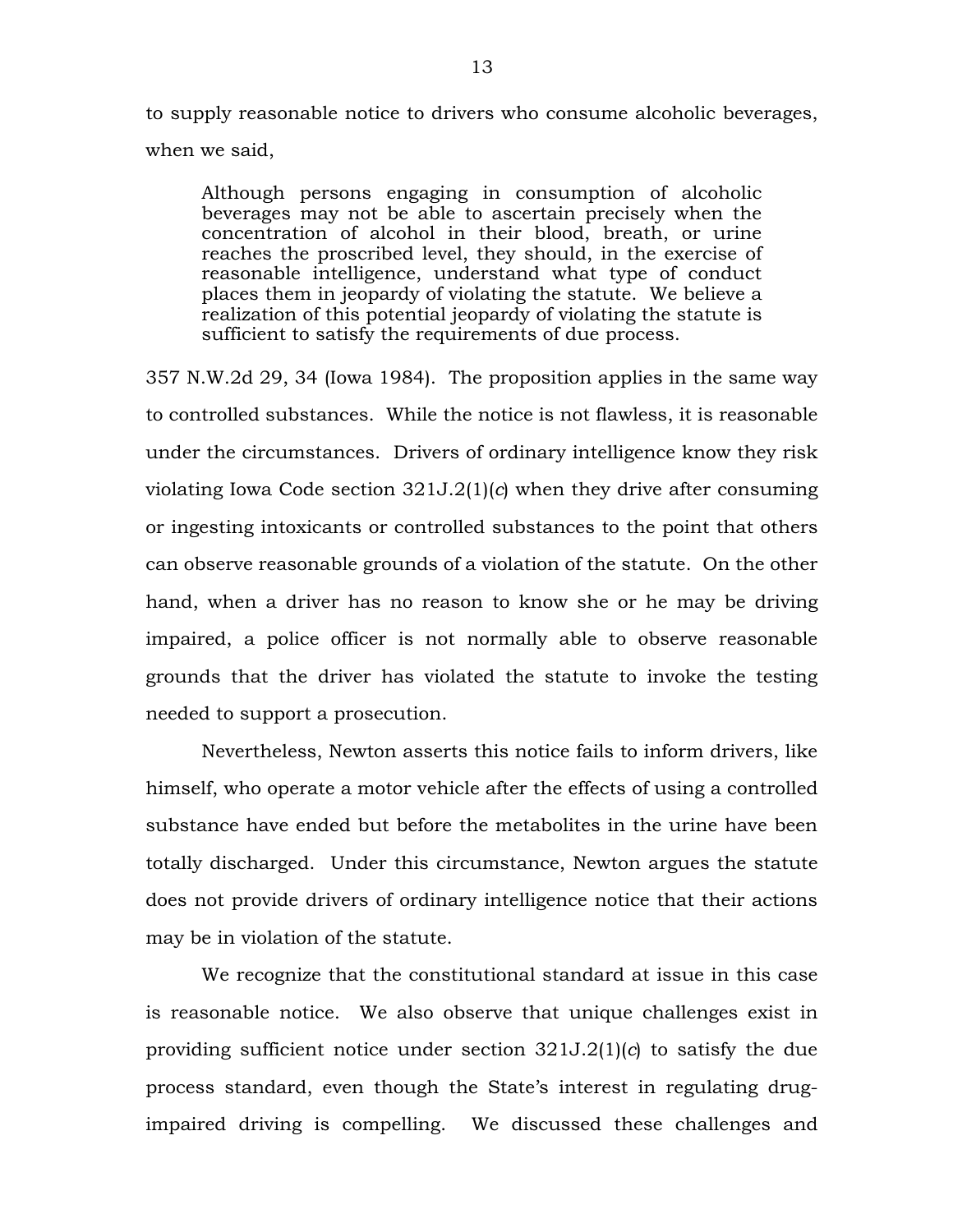to supply reasonable notice to drivers who consume alcoholic beverages, when we said,

> Although persons engaging in consumption of alcoholic beverages may not be able to ascertain precisely when the concentration of alcohol in their blood, breath, or urine reaches the proscribed level, they should, in the exercise of reasonable intelligence, understand what type of conduct places them in jeopardy of violating the statute. We believe a realization of this potential jeopardy of violating the statute is sufficient to satisfy the requirements of due process.

357 N.W.2d 29, 34 (Iowa 1984). The proposition applies in the same way to controlled substances. While the notice is not flawless, it is reasonable under the circumstances. Drivers of ordinary intelligence know they risk violating Iowa Code section 321J.2(1)(*c*) when they drive after consuming or ingesting intoxicants or controlled substances to the point that others can observe reasonable grounds of a violation of the statute. On the other hand, when a driver has no reason to know she or he may be driving impaired, a police officer is not normally able to observe reasonable grounds that the driver has violated the statute to invoke the testing needed to support a prosecution.

Nevertheless, Newton asserts this notice fails to inform drivers, like himself, who operate a motor vehicle after the effects of using a controlled substance have ended but before the metabolites in the urine have been totally discharged. Under this circumstance, Newton argues the statute does not provide drivers of ordinary intelligence notice that their actions may be in violation of the statute.

We recognize that the constitutional standard at issue in this case is reasonable notice. We also observe that unique challenges exist in providing sufficient notice under section 321J.2(1)(*c*) to satisfy the due process standard, even though the State's interest in regulating drug-impaired driving is compelling. We discussed these challenges and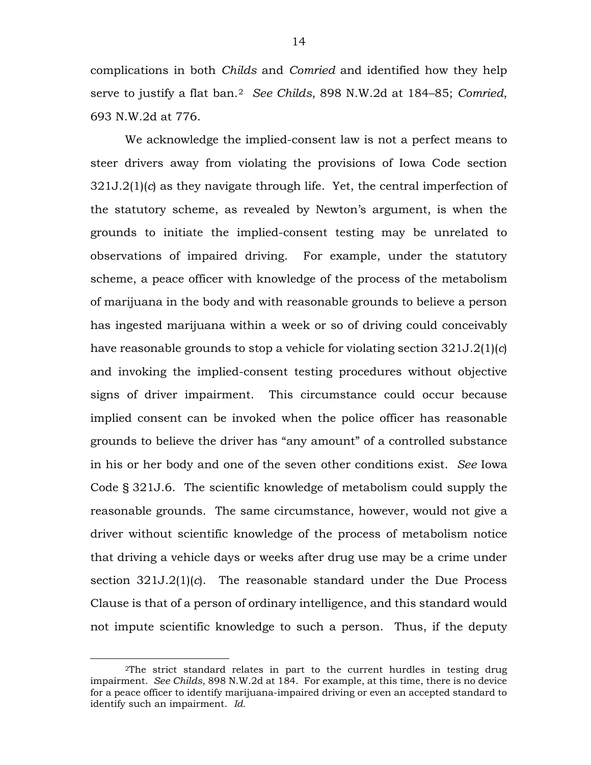complications in both *Childs* and *Comried* and identified how they help serve to justify a flat ban.[2] *See Childs*, 898 N.W.2d at 184–85; *Comried*, 693 N.W.2d at 776.

We acknowledge the implied-consent law is not a perfect means to steer drivers away from violating the provisions of Iowa Code section 321J.2(1)(*c*) as they navigate through life. Yet, the central imperfection of the statutory scheme, as revealed by Newton's argument, is when the grounds to initiate the implied-consent testing may be unrelated to observations of impaired driving. For example, under the statutory scheme, a peace officer with knowledge of the process of the metabolism of marijuana in the body and with reasonable grounds to believe a person has ingested marijuana within a week or so of driving could conceivably have reasonable grounds to stop a vehicle for violating section 321J.2(1)(*c*) and invoking the implied-consent testing procedures without objective signs of driver impairment. This circumstance could occur because implied consent can be invoked when the police officer has reasonable grounds to believe the driver has "any amount" of a controlled substance in his or her body and one of the seven other conditions exist. *See* Iowa Code § 321J.6. The scientific knowledge of metabolism could supply the reasonable grounds. The same circumstance, however, would not give a driver without scientific knowledge of the process of metabolism notice that driving a vehicle days or weeks after drug use may be a crime under section 321J.2(1)(*c*). The reasonable standard under the Due Process Clause is that of a person of ordinary intelligence, and this standard would not impute scientific knowledge to such a person. Thus, if the deputy

---

[2]The strict standard relates in part to the current hurdles in testing drug impairment. *See Childs*, 898 N.W.2d at 184. For example, at this time, there is no device for a peace officer to identify marijuana-impaired driving or even an accepted standard to identify such an impairment. *Id.*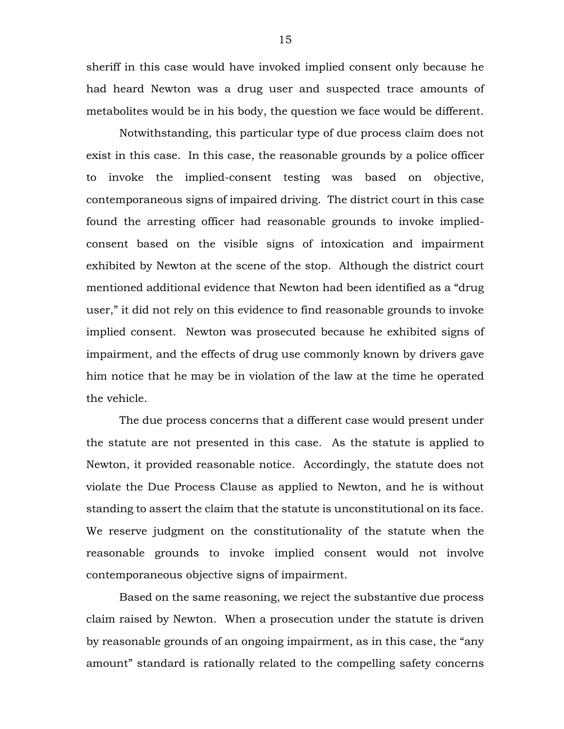sheriff in this case would have invoked implied consent only because he had heard Newton was a drug user and suspected trace amounts of metabolites would be in his body, the question we face would be different.

Notwithstanding, this particular type of due process claim does not exist in this case. In this case, the reasonable grounds by a police officer to invoke the implied-consent testing was based on objective, contemporaneous signs of impaired driving. The district court in this case found the arresting officer had reasonable grounds to invoke implied-consent based on the visible signs of intoxication and impairment exhibited by Newton at the scene of the stop. Although the district court mentioned additional evidence that Newton had been identified as a "drug user," it did not rely on this evidence to find reasonable grounds to invoke implied consent. Newton was prosecuted because he exhibited signs of impairment, and the effects of drug use commonly known by drivers gave him notice that he may be in violation of the law at the time he operated the vehicle.

The due process concerns that a different case would present under the statute are not presented in this case. As the statute is applied to Newton, it provided reasonable notice. Accordingly, the statute does not violate the Due Process Clause as applied to Newton, and he is without standing to assert the claim that the statute is unconstitutional on its face. We reserve judgment on the constitutionality of the statute when the reasonable grounds to invoke implied consent would not involve contemporaneous objective signs of impairment.

Based on the same reasoning, we reject the substantive due process claim raised by Newton. When a prosecution under the statute is driven by reasonable grounds of an ongoing impairment, as in this case, the "any amount" standard is rationally related to the compelling safety concerns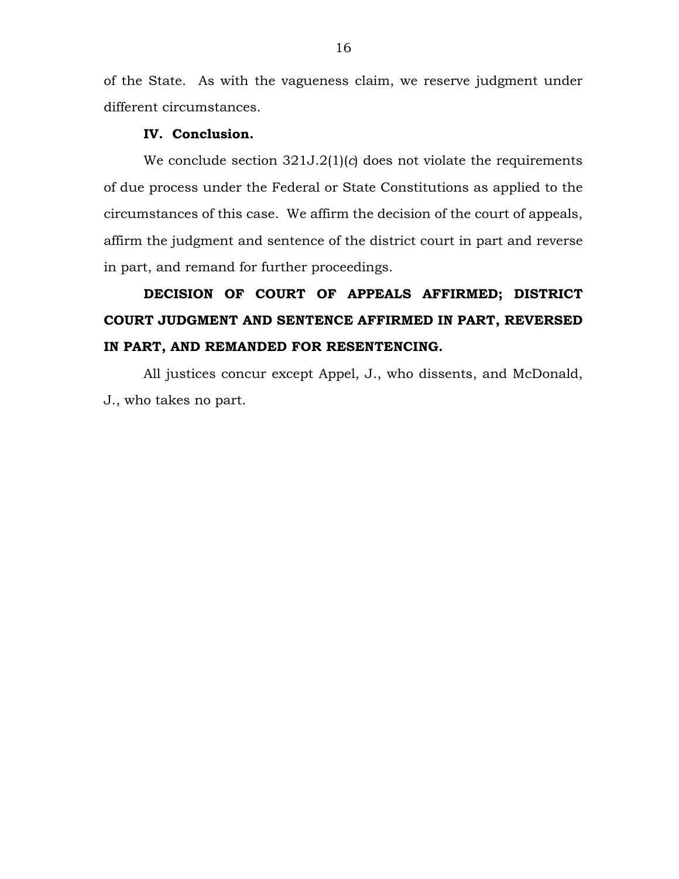of the State. As with the vagueness claim, we reserve judgment under different circumstances.

## IV. Conclusion.

We conclude section 321J.2(1)(*c*) does not violate the requirements of due process under the Federal or State Constitutions as applied to the circumstances of this case. We affirm the decision of the court of appeals, affirm the judgment and sentence of the district court in part and reverse in part, and remand for further proceedings.

**DECISION OF COURT OF APPEALS AFFIRMED; DISTRICT COURT JUDGMENT AND SENTENCE AFFIRMED IN PART, REVERSED IN PART, AND REMANDED FOR RESENTENCING.**

All justices concur except Appel, J., who dissents, and McDonald, J., who takes no part.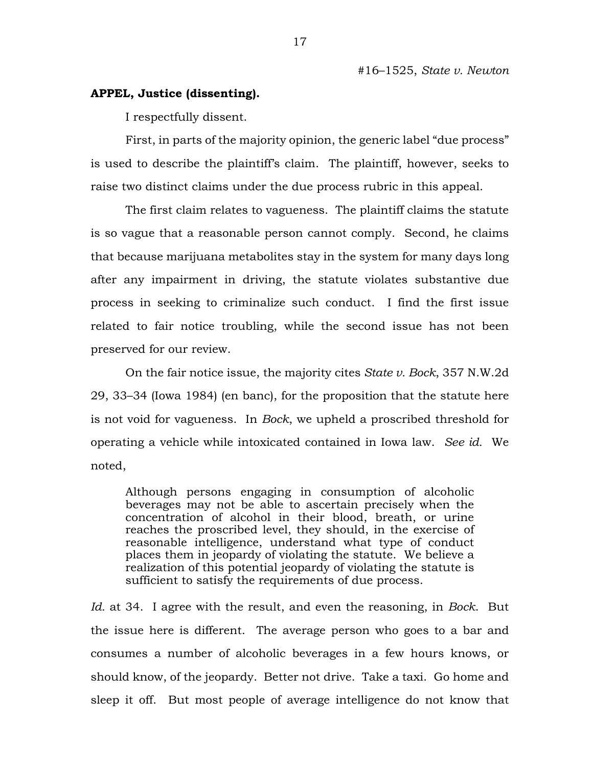#16–1525, *State v. Newton*

**APPEL, Justice (dissenting).**

I respectfully dissent.

First, in parts of the majority opinion, the generic label "due process" is used to describe the plaintiff's claim. The plaintiff, however, seeks to raise two distinct claims under the due process rubric in this appeal.

The first claim relates to vagueness. The plaintiff claims the statute is so vague that a reasonable person cannot comply. Second, he claims that because marijuana metabolites stay in the system for many days long after any impairment in driving, the statute violates substantive due process in seeking to criminalize such conduct. I find the first issue related to fair notice troubling, while the second issue has not been preserved for our review.

On the fair notice issue, the majority cites *State v. Bock*, 357 N.W.2d 29, 33–34 (Iowa 1984) (en banc), for the proposition that the statute here is not void for vagueness. In *Bock*, we upheld a proscribed threshold for operating a vehicle while intoxicated contained in Iowa law. *See id.* We noted,

> Although persons engaging in consumption of alcoholic beverages may not be able to ascertain precisely when the concentration of alcohol in their blood, breath, or urine reaches the proscribed level, they should, in the exercise of reasonable intelligence, understand what type of conduct places them in jeopardy of violating the statute. We believe a realization of this potential jeopardy of violating the statute is sufficient to satisfy the requirements of due process.

*Id.* at 34. I agree with the result, and even the reasoning, in *Bock*. But the issue here is different. The average person who goes to a bar and consumes a number of alcoholic beverages in a few hours knows, or should know, of the jeopardy. Better not drive. Take a taxi. Go home and sleep it off. But most people of average intelligence do not know that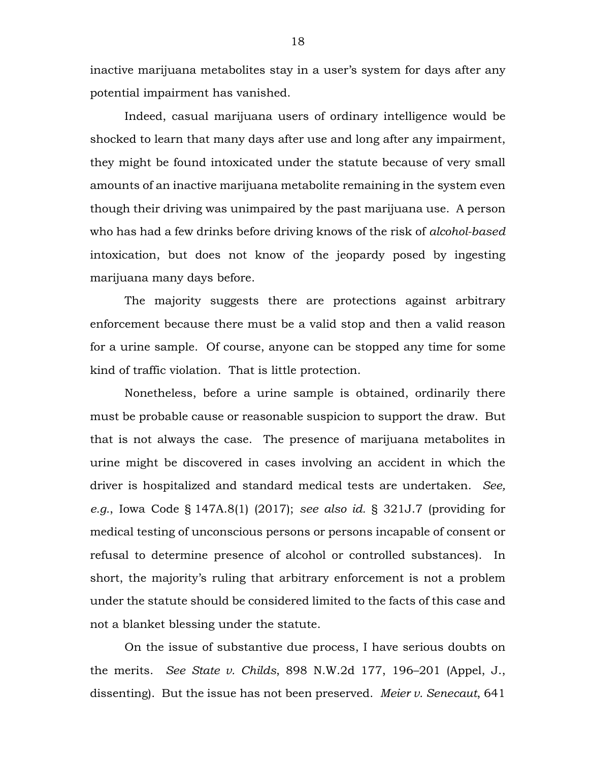inactive marijuana metabolites stay in a user's system for days after any potential impairment has vanished.

Indeed, casual marijuana users of ordinary intelligence would be shocked to learn that many days after use and long after any impairment, they might be found intoxicated under the statute because of very small amounts of an inactive marijuana metabolite remaining in the system even though their driving was unimpaired by the past marijuana use. A person who has had a few drinks before driving knows of the risk of *alcohol-based* intoxication, but does not know of the jeopardy posed by ingesting marijuana many days before.

The majority suggests there are protections against arbitrary enforcement because there must be a valid stop and then a valid reason for a urine sample. Of course, anyone can be stopped any time for some kind of traffic violation. That is little protection.

Nonetheless, before a urine sample is obtained, ordinarily there must be probable cause or reasonable suspicion to support the draw. But that is not always the case. The presence of marijuana metabolites in urine might be discovered in cases involving an accident in which the driver is hospitalized and standard medical tests are undertaken. *See, e.g.*, Iowa Code § 147A.8(1) (2017); *see also id.* § 321J.7 (providing for medical testing of unconscious persons or persons incapable of consent or refusal to determine presence of alcohol or controlled substances). In short, the majority's ruling that arbitrary enforcement is not a problem under the statute should be considered limited to the facts of this case and not a blanket blessing under the statute.

On the issue of substantive due process, I have serious doubts on the merits. *See State v. Childs*, 898 N.W.2d 177, 196–201 (Appel, J., dissenting). But the issue has not been preserved. *Meier v. Senecaut*, 641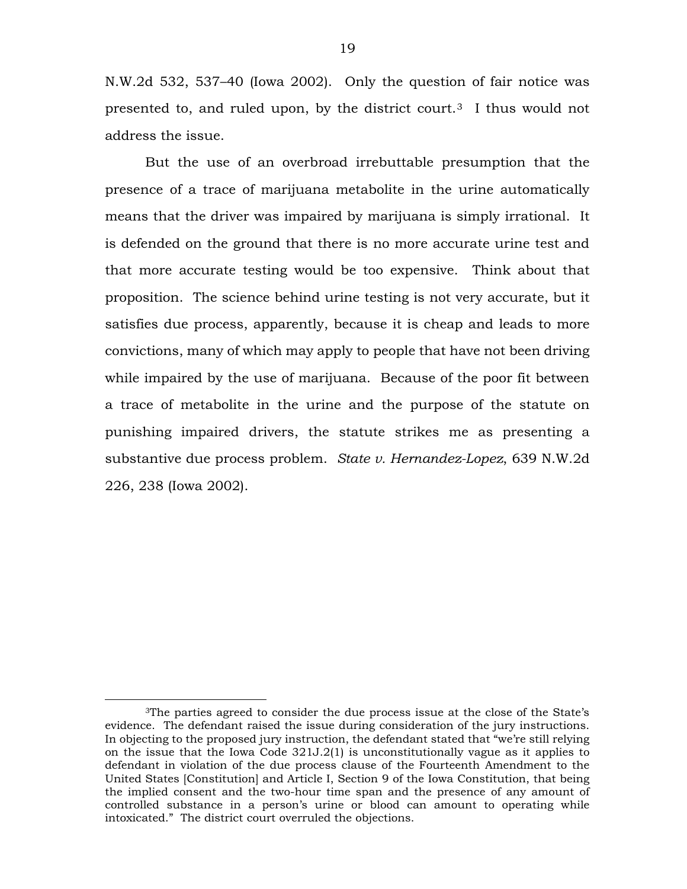N.W.2d 532, 537–40 (Iowa 2002). Only the question of fair notice was presented to, and ruled upon, by the district court.[3] I thus would not address the issue.

But the use of an overbroad irrebuttable presumption that the presence of a trace of marijuana metabolite in the urine automatically means that the driver was impaired by marijuana is simply irrational. It is defended on the ground that there is no more accurate urine test and that more accurate testing would be too expensive. Think about that proposition. The science behind urine testing is not very accurate, but it satisfies due process, apparently, because it is cheap and leads to more convictions, many of which may apply to people that have not been driving while impaired by the use of marijuana. Because of the poor fit between a trace of metabolite in the urine and the purpose of the statute on punishing impaired drivers, the statute strikes me as presenting a substantive due process problem. *State v. Hernandez-Lopez*, 639 N.W.2d 226, 238 (Iowa 2002).

---

[3]The parties agreed to consider the due process issue at the close of the State's evidence. The defendant raised the issue during consideration of the jury instructions. In objecting to the proposed jury instruction, the defendant stated that "we're still relying on the issue that the Iowa Code 321J.2(1) is unconstitutionally vague as it applies to defendant in violation of the due process clause of the Fourteenth Amendment to the United States [Constitution] and Article I, Section 9 of the Iowa Constitution, that being the implied consent and the two-hour time span and the presence of any amount of controlled substance in a person's urine or blood can amount to operating while intoxicated." The district court overruled the objections.